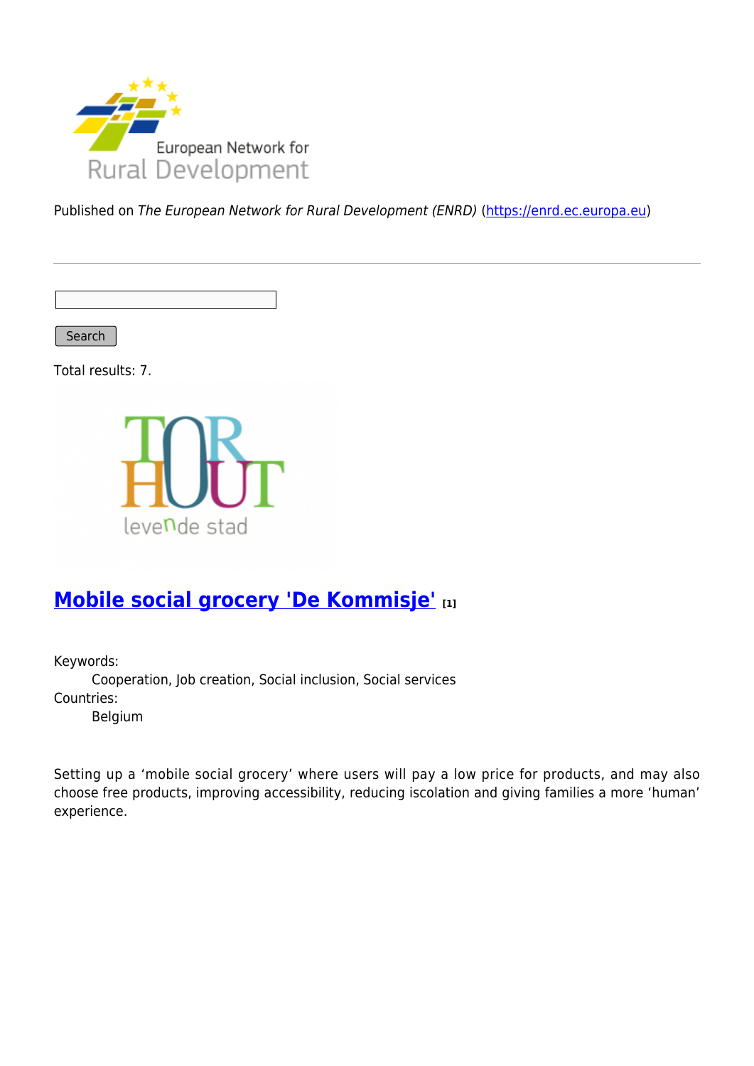Published on *The European Network for Rural Development (ENRD)* (https://enrd.ec.europa.eu)

Search

Total results: 7.

## Mobile social grocery 'De Kommisje' [1]

Keywords:
  Cooperation, Job creation, Social inclusion, Social services

Countries:
  Belgium

Setting up a 'mobile social grocery' where users will pay a low price for products, and may also choose free products, improving accessibility, reducing iscolation and giving families a more 'human' experience.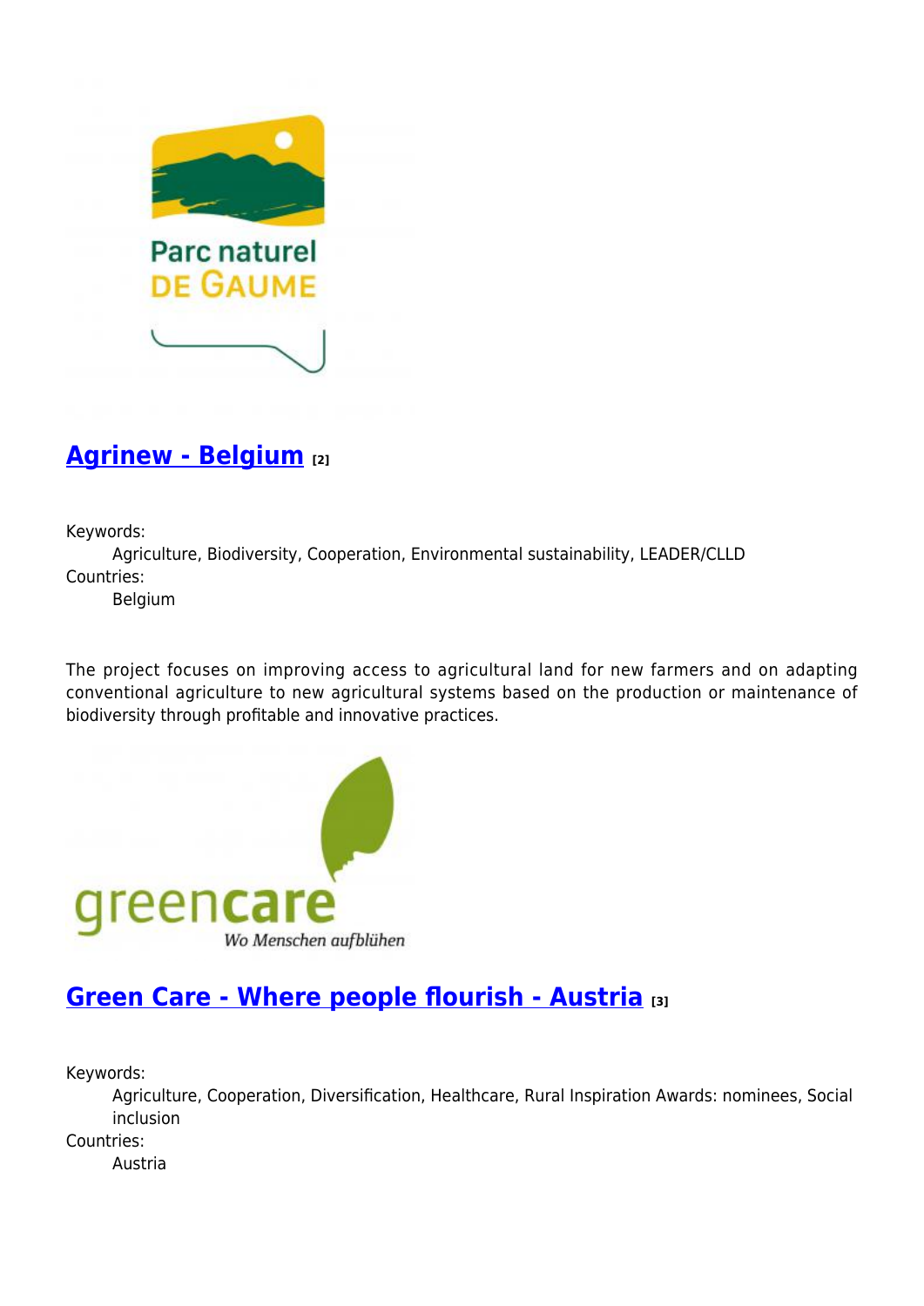## [Agrinew - Belgium [2]]

Keywords:
Agriculture, Biodiversity, Cooperation, Environmental sustainability, LEADER/CLLD
Countries:
Belgium

The project focuses on improving access to agricultural land for new farmers and on adapting conventional agriculture to new agricultural systems based on the production or maintenance of biodiversity through profitable and innovative practices.

## Green Care - Where people flourish - Austria [3]

Keywords:
Agriculture, Cooperation, Diversification, Healthcare, Rural Inspiration Awards: nominees, Social inclusion
Countries:
Austria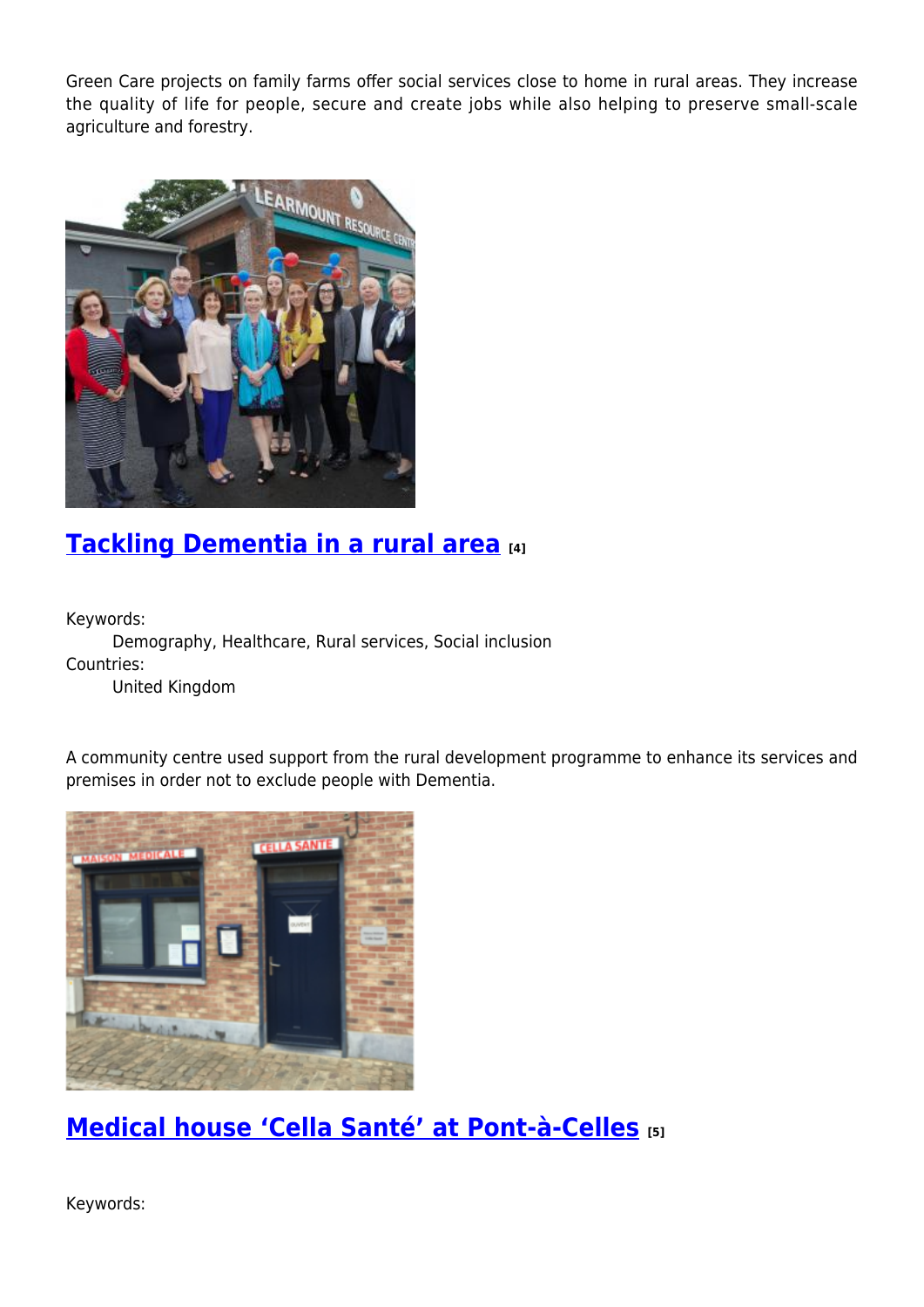Green Care projects on family farms offer social services close to home in rural areas. They increase the quality of life for people, secure and create jobs while also helping to preserve small-scale agriculture and forestry.

## Tackling Dementia in a rural area [4]

Keywords:
Demography, Healthcare, Rural services, Social inclusion
Countries:
United Kingdom

A community centre used support from the rural development programme to enhance its services and premises in order not to exclude people with Dementia.

## Medical house 'Cella Santé' at Pont-à-Celles [5]

Keywords: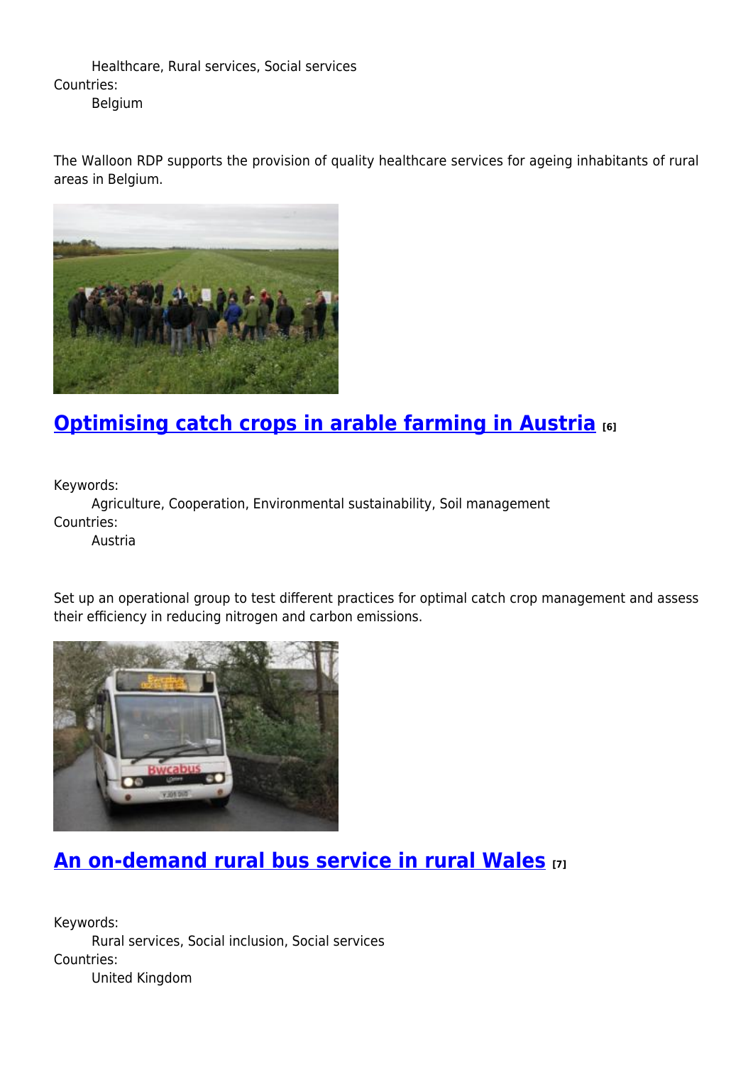Healthcare, Rural services, Social services

Countries:

Belgium

The Walloon RDP supports the provision of quality healthcare services for ageing inhabitants of rural areas in Belgium.

## Optimising catch crops in arable farming in Austria [6]

Keywords:

Agriculture, Cooperation, Environmental sustainability, Soil management

Countries:

Austria

Set up an operational group to test different practices for optimal catch crop management and assess their efficiency in reducing nitrogen and carbon emissions.

## An on-demand rural bus service in rural Wales [7]

Keywords:

Rural services, Social inclusion, Social services

Countries:

United Kingdom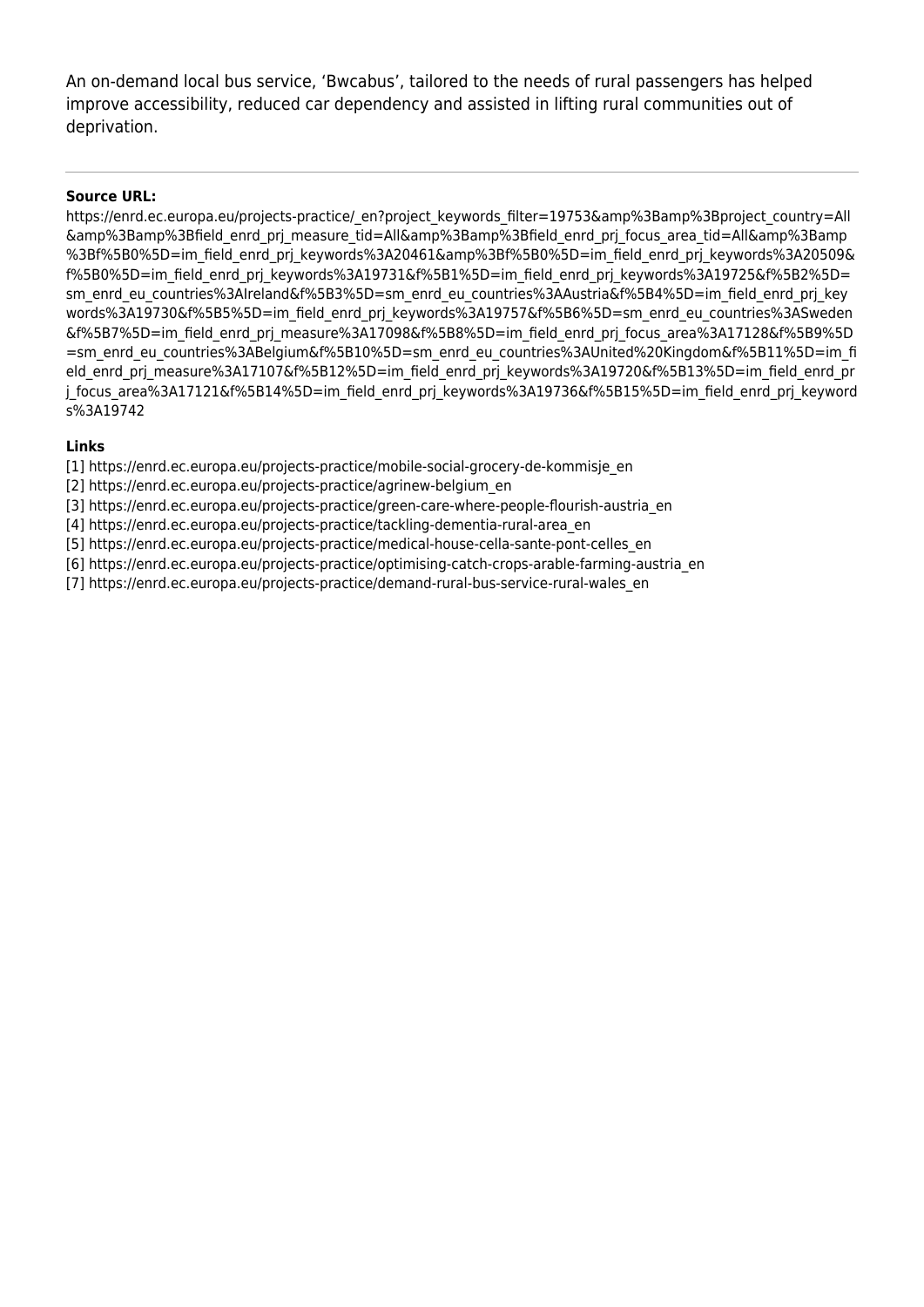An on-demand local bus service, ‘Bwcabus’, tailored to the needs of rural passengers has helped improve accessibility, reduced car dependency and assisted in lifting rural communities out of deprivation.

---

**Source URL:**
https://enrd.ec.europa.eu/projects-practice/_en?project_keywords_filter=19753&amp%3Bamp%3Bproject_country=All&amp%3Bamp%3Bfield_enrd_prj_measure_tid=All&amp%3Bamp%3Bfield_enrd_prj_focus_area_tid=All&amp%3Bamp%3Bf%5B0%5D=im_field_enrd_prj_keywords%3A20461&amp%3Bf%5B0%5D=im_field_enrd_prj_keywords%3A20509&f%5B0%5D=im_field_enrd_prj_keywords%3A19731&f%5B1%5D=im_field_enrd_prj_keywords%3A19725&f%5B2%5D=sm_enrd_eu_countries%3AIreland&f%5B3%5D=sm_enrd_eu_countries%3AAustria&f%5B4%5D=im_field_enrd_prj_keywords%3A19730&f%5B5%5D=im_field_enrd_prj_keywords%3A19757&f%5B6%5D=sm_enrd_eu_countries%3ASweden&f%5B7%5D=im_field_enrd_prj_measure%3A17098&f%5B8%5D=im_field_enrd_prj_focus_area%3A17128&f%5B9%5D=sm_enrd_eu_countries%3ABelgium&f%5B10%5D=sm_enrd_eu_countries%3AUnited%20Kingdom&f%5B11%5D=im_field_enrd_prj_measure%3A17107&f%5B12%5D=im_field_enrd_prj_keywords%3A19720&f%5B13%5D=im_field_enrd_prj_focus_area%3A17121&f%5B14%5D=im_field_enrd_prj_keywords%3A19736&f%5B15%5D=im_field_enrd_prj_keywords%3A19742

**Links**
[1] https://enrd.ec.europa.eu/projects-practice/mobile-social-grocery-de-kommisje_en
[2] https://enrd.ec.europa.eu/projects-practice/agrinew-belgium_en
[3] https://enrd.ec.europa.eu/projects-practice/green-care-where-people-flourish-austria_en
[4] https://enrd.ec.europa.eu/projects-practice/tackling-dementia-rural-area_en
[5] https://enrd.ec.europa.eu/projects-practice/medical-house-cella-sante-pont-celles_en
[6] https://enrd.ec.europa.eu/projects-practice/optimising-catch-crops-arable-farming-austria_en
[7] https://enrd.ec.europa.eu/projects-practice/demand-rural-bus-service-rural-wales_en